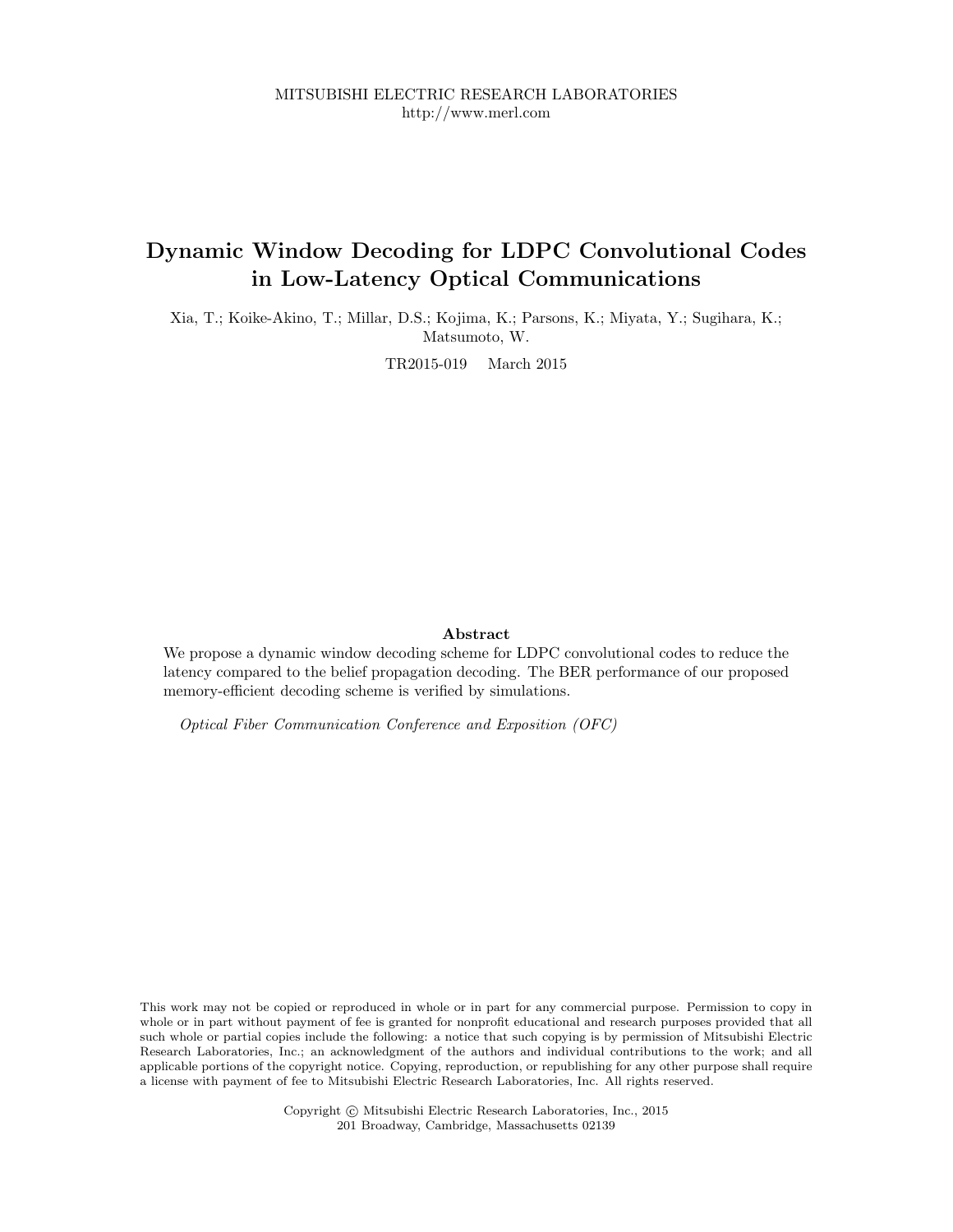MITSUBISHI ELECTRIC RESEARCH LABORATORIES
http://www.merl.com

# Dynamic Window Decoding for LDPC Convolutional Codes in Low-Latency Optical Communications

Xia, T.; Koike-Akino, T.; Millar, D.S.; Kojima, K.; Parsons, K.; Miyata, Y.; Sugihara, K.; Matsumoto, W.

TR2015-019 March 2015

## Abstract

We propose a dynamic window decoding scheme for LDPC convolutional codes to reduce the latency compared to the belief propagation decoding. The BER performance of our proposed memory-efficient decoding scheme is verified by simulations.

*Optical Fiber Communication Conference and Exposition (OFC)*

This work may not be copied or reproduced in whole or in part for any commercial purpose. Permission to copy in whole or in part without payment of fee is granted for nonprofit educational and research purposes provided that all such whole or partial copies include the following: a notice that such copying is by permission of Mitsubishi Electric Research Laboratories, Inc.; an acknowledgment of the authors and individual contributions to the work; and all applicable portions of the copyright notice. Copying, reproduction, or republishing for any other purpose shall require a license with payment of fee to Mitsubishi Electric Research Laboratories, Inc. All rights reserved.

Copyright © Mitsubishi Electric Research Laboratories, Inc., 2015
201 Broadway, Cambridge, Massachusetts 02139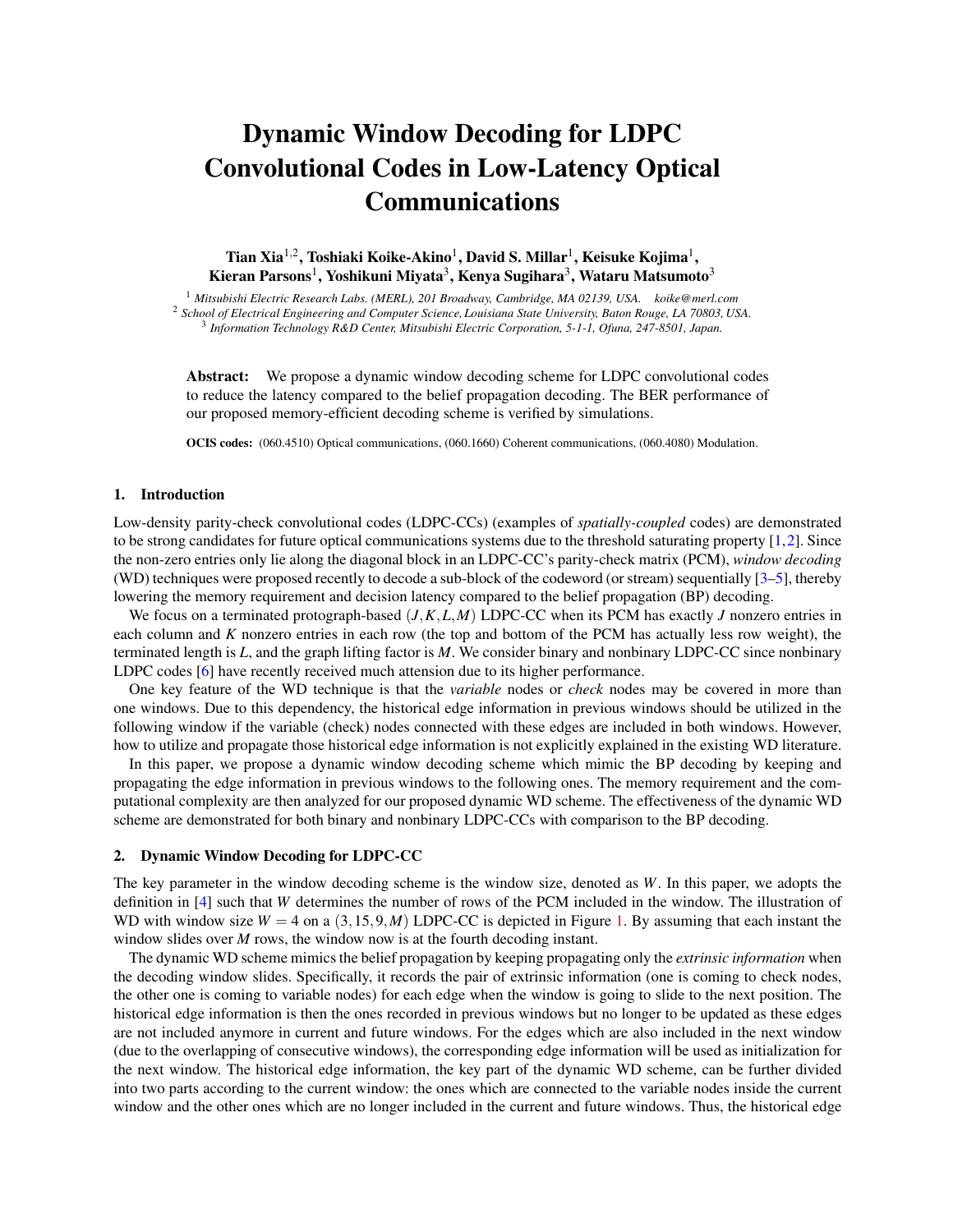# Dynamic Window Decoding for LDPC Convolutional Codes in Low-Latency Optical Communications

**Tian Xia[1,2], Toshiaki Koike-Akino[1], David S. Millar[1], Keisuke Kojima[1], Kieran Parsons[1], Yoshikuni Miyata[3], Kenya Sugihara[3], Wataru Matsumoto[3]**

[1] *Mitsubishi Electric Research Labs. (MERL), 201 Broadway, Cambridge, MA 02139, USA. koike@merl.com*
[2] *School of Electrical Engineering and Computer Science, Louisiana State University, Baton Rouge, LA 70803, USA.*
[3] *Information Technology R&D Center, Mitsubishi Electric Corporation, 5-1-1, Ofuna, 247-8501, Japan.*

**Abstract:** We propose a dynamic window decoding scheme for LDPC convolutional codes to reduce the latency compared to the belief propagation decoding. The BER performance of our proposed memory-efficient decoding scheme is verified by simulations.

**OCIS codes:** (060.4510) Optical communications, (060.1660) Coherent communications, (060.4080) Modulation.

## 1. Introduction

Low-density parity-check convolutional codes (LDPC-CCs) (examples of *spatially-coupled* codes) are demonstrated to be strong candidates for future optical communications systems due to the threshold saturating property [1,2]. Since the non-zero entries only lie along the diagonal block in an LDPC-CC's parity-check matrix (PCM), *window decoding* (WD) techniques were proposed recently to decode a sub-block of the codeword (or stream) sequentially [3–5], thereby lowering the memory requirement and decision latency compared to the belief propagation (BP) decoding.

We focus on a terminated protograph-based $(J,K,L,M)$ LDPC-CC when its PCM has exactly $J$ nonzero entries in each column and $K$ nonzero entries in each row (the top and bottom of the PCM has actually less row weight), the terminated length is $L$, and the graph lifting factor is $M$. We consider binary and nonbinary LDPC-CC since nonbinary LDPC codes [6] have recently received much attension due to its higher performance.

One key feature of the WD technique is that the *variable* nodes or *check* nodes may be covered in more than one windows. Due to this dependency, the historical edge information in previous windows should be utilized in the following window if the variable (check) nodes connected with these edges are included in both windows. However, how to utilize and propagate those historical edge information is not explicitly explained in the existing WD literature.

In this paper, we propose a dynamic window decoding scheme which mimic the BP decoding by keeping and propagating the edge information in previous windows to the following ones. The memory requirement and the computational complexity are then analyzed for our proposed dynamic WD scheme. The effectiveness of the dynamic WD scheme are demonstrated for both binary and nonbinary LDPC-CCs with comparison to the BP decoding.

## 2. Dynamic Window Decoding for LDPC-CC

The key parameter in the window decoding scheme is the window size, denoted as $W$. In this paper, we adopts the definition in [4] such that $W$ determines the number of rows of the PCM included in the window. The illustration of WD with window size $W = 4$ on a $(3,15,9,M)$ LDPC-CC is depicted in Figure 1. By assuming that each instant the window slides over $M$ rows, the window now is at the fourth decoding instant.

The dynamic WD scheme mimics the belief propagation by keeping propagating only the *extrinsic information* when the decoding window slides. Specifically, it records the pair of extrinsic information (one is coming to check nodes, the other one is coming to variable nodes) for each edge when the window is going to slide to the next position. The historical edge information is then the ones recorded in previous windows but no longer to be updated as these edges are not included anymore in current and future windows. For the edges which are also included in the next window (due to the overlapping of consecutive windows), the corresponding edge information will be used as initialization for the next window. The historical edge information, the key part of the dynamic WD scheme, can be further divided into two parts according to the current window: the ones which are connected to the variable nodes inside the current window and the other ones which are no longer included in the current and future windows. Thus, the historical edge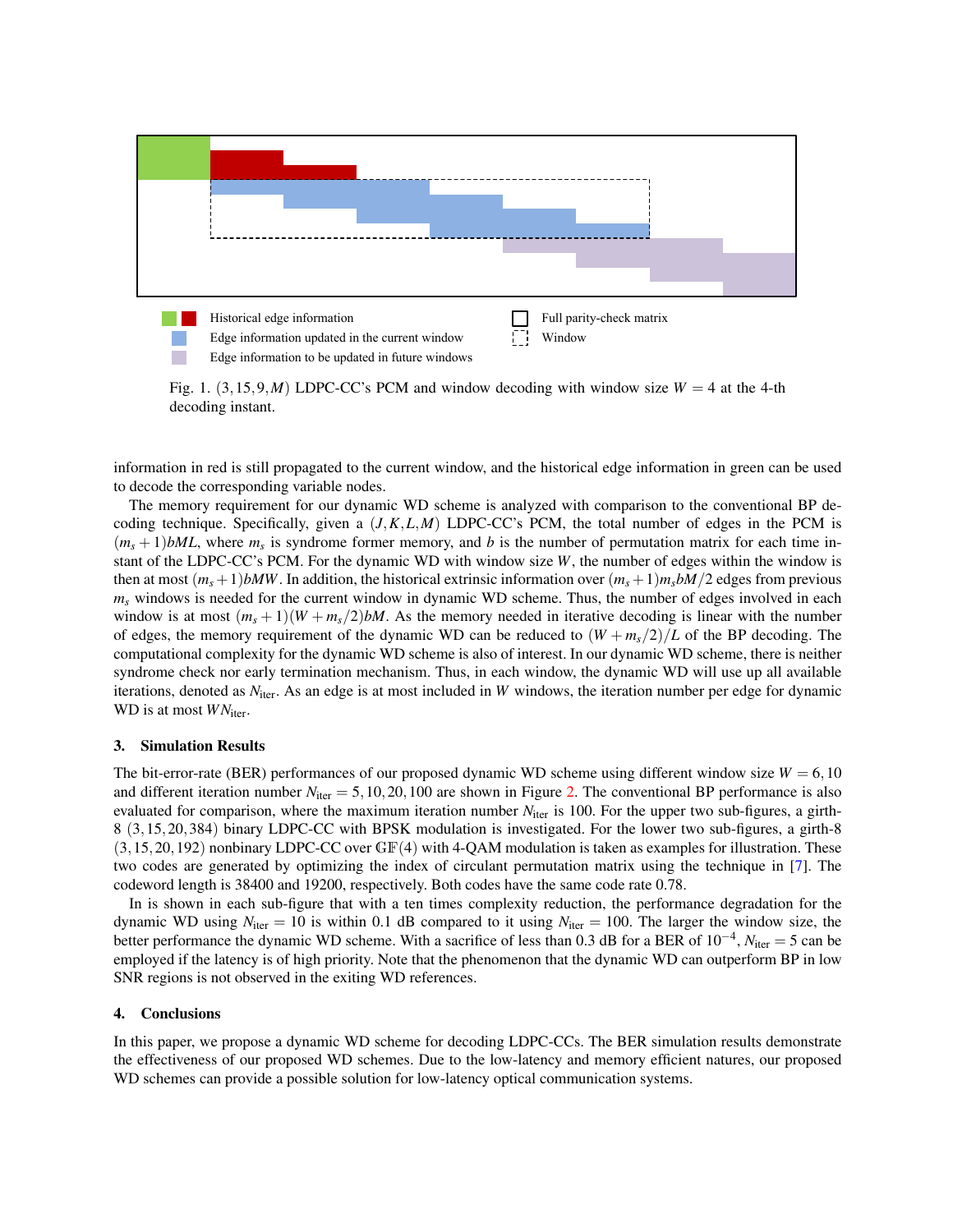Historical edge information

Edge information updated in the current window

Edge information to be updated in future windows

Full parity-check matrix

Window

Fig. 1. $(3,15,9,M)$ LDPC-CC's PCM and window decoding with window size $W=4$ at the 4-th decoding instant.

information in red is still propagated to the current window, and the historical edge information in green can be used to decode the corresponding variable nodes.

The memory requirement for our dynamic WD scheme is analyzed with comparison to the conventional BP decoding technique. Specifically, given a $(J,K,L,M)$ LDPC-CC's PCM, the total number of edges in the PCM is $(m_s+1)bML$, where $m_s$ is syndrome former memory, and $b$ is the number of permutation matrix for each time instant of the LDPC-CC's PCM. For the dynamic WD with window size $W$, the number of edges within the window is then at most $(m_s+1)bMW$. In addition, the historical extrinsic information over $(m_s+1)m_s bM/2$ edges from previous $m_s$ windows is needed for the current window in dynamic WD scheme. Thus, the number of edges involved in each window is at most $(m_s+1)(W+m_s/2)bM$. As the memory needed in iterative decoding is linear with the number of edges, the memory requirement of the dynamic WD can be reduced to $(W+m_s/2)/L$ of the BP decoding. The computational complexity for the dynamic WD scheme is also of interest. In our dynamic WD scheme, there is neither syndrome check nor early termination mechanism. Thus, in each window, the dynamic WD will use up all available iterations, denoted as $N_{\text{iter}}$. As an edge is at most included in $W$ windows, the iteration number per edge for dynamic WD is at most $WN_{\text{iter}}$.

### 3. Simulation Results

The bit-error-rate (BER) performances of our proposed dynamic WD scheme using different window size $W=6,10$ and different iteration number $N_{\text{iter}}=5,10,20,100$ are shown in Figure 2. The conventional BP performance is also evaluated for comparison, where the maximum iteration number $N_{\text{iter}}$ is 100. For the upper two sub-figures, a girth-8 $(3,15,20,384)$ binary LDPC-CC with BPSK modulation is investigated. For the lower two sub-figures, a girth-8 $(3,15,20,192)$ nonbinary LDPC-CC over $\mathbb{GF}(4)$ with 4-QAM modulation is taken as examples for illustration. These two codes are generated by optimizing the index of circulant permutation matrix using the technique in [7]. The codeword length is 38400 and 19200, respectively. Both codes have the same code rate 0.78.

In is shown in each sub-figure that with a ten times complexity reduction, the performance degradation for the dynamic WD using $N_{\text{iter}}=10$ is within 0.1 dB compared to it using $N_{\text{iter}}=100$. The larger the window size, the better performance the dynamic WD scheme. With a sacrifice of less than 0.3 dB for a BER of $10^{-4}$, $N_{\text{iter}}=5$ can be employed if the latency is of high priority. Note that the phenomenon that the dynamic WD can outperform BP in low SNR regions is not observed in the exiting WD references.

### 4. Conclusions

In this paper, we propose a dynamic WD scheme for decoding LDPC-CCs. The BER simulation results demonstrate the effectiveness of our proposed WD schemes. Due to the low-latency and memory efficient natures, our proposed WD schemes can provide a possible solution for low-latency optical communication systems.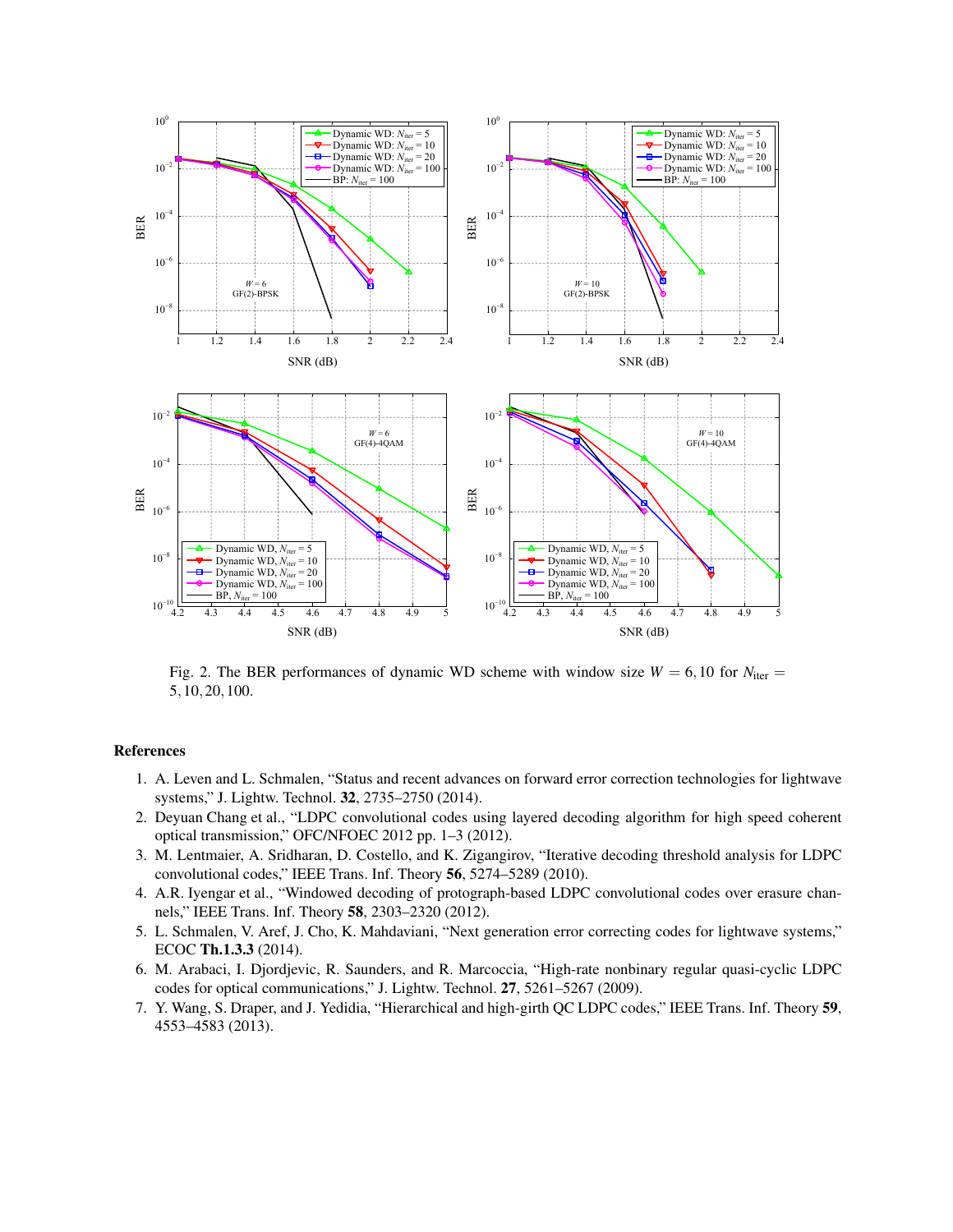Dynamic WD: $N_{\text{iter}} = 5$
Dynamic WD: $N_{\text{iter}} = 10$
Dynamic WD: $N_{\text{iter}} = 20$
Dynamic WD: $N_{\text{iter}} = 100$
BP: $N_{\text{iter}} = 100$

$W = 6$
GF(2)-BPSK

$W = 10$
GF(2)-BPSK

$W = 6$
GF(4)-4QAM

$W = 10$
GF(4)-4QAM

BER

SNR (dB)

Fig. 2. The BER performances of dynamic WD scheme with window size $W = 6, 10$ for $N_{\text{iter}} = 5, 10, 20, 100$.

## References

1. A. Leven and L. Schmalen, "Status and recent advances on forward error correction technologies for lightwave systems," J. Lightw. Technol. **32**, 2735–2750 (2014).
2. Deyuan Chang et al., "LDPC convolutional codes using layered decoding algorithm for high speed coherent optical transmission," OFC/NFOEC 2012 pp. 1–3 (2012).
3. M. Lentmaier, A. Sridharan, D. Costello, and K. Zigangirov, "Iterative decoding threshold analysis for LDPC convolutional codes," IEEE Trans. Inf. Theory **56**, 5274–5289 (2010).
4. A.R. Iyengar et al., "Windowed decoding of protograph-based LDPC convolutional codes over erasure channels," IEEE Trans. Inf. Theory **58**, 2303–2320 (2012).
5. L. Schmalen, V. Aref, J. Cho, K. Mahdaviani, "Next generation error correcting codes for lightwave systems," ECOC **Th.1.3.3** (2014).
6. M. Arabaci, I. Djordjevic, R. Saunders, and R. Marcoccia, "High-rate nonbinary regular quasi-cyclic LDPC codes for optical communications," J. Lightw. Technol. **27**, 5261–5267 (2009).
7. Y. Wang, S. Draper, and J. Yedidia, "Hierarchical and high-girth QC LDPC codes," IEEE Trans. Inf. Theory **59**, 4553–4583 (2013).